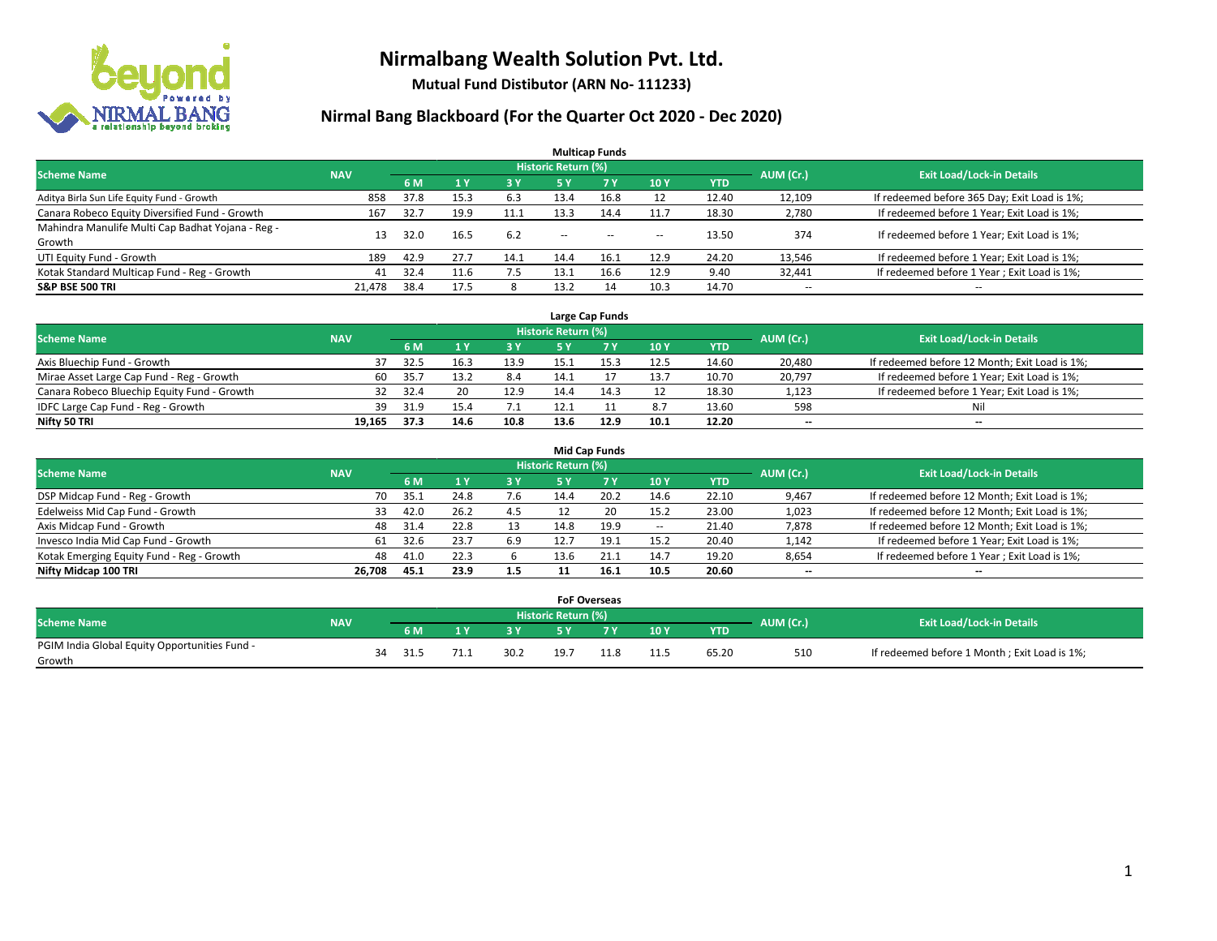# Nirmalbang Wealth Solution Pvt. Ltd.

**Mutual Fund Distibutor (ARN No- 111233)**

## Nirmal Bang Blackboard (For the Quarter Oct 2020 - Dec 2020)

### Multicap Funds

| Scheme Name | NAV | Historic Return (%) | | | | | | | AUM (Cr.) | Exit Load/Lock-in Details |
|---|---|---|---|---|---|---|---|---|---|---|
| | | 6 M | 1 Y | 3 Y | 5 Y | 7 Y | 10 Y | YTD | | |
| Aditya Birla Sun Life Equity Fund - Growth | 858 | 37.8 | 15.3 | 6.3 | 13.4 | 16.8 | 12 | 12.40 | 12,109 | If redeemed before 365 Day; Exit Load is 1%; |
| Canara Robeco Equity Diversified Fund - Growth | 167 | 32.7 | 19.9 | 11.1 | 13.3 | 14.4 | 11.7 | 18.30 | 2,780 | If redeemed before 1 Year; Exit Load is 1%; |
| Mahindra Manulife Multi Cap Badhat Yojana - Reg - Growth | 13 | 32.0 | 16.5 | 6.2 | -- | -- | -- | 13.50 | 374 | If redeemed before 1 Year; Exit Load is 1%; |
| UTI Equity Fund - Growth | 189 | 42.9 | 27.7 | 14.1 | 14.4 | 16.1 | 12.9 | 24.20 | 13,546 | If redeemed before 1 Year; Exit Load is 1%; |
| Kotak Standard Multicap Fund - Reg - Growth | 41 | 32.4 | 11.6 | 7.5 | 13.1 | 16.6 | 12.9 | 9.40 | 32,441 | If redeemed before 1 Year ; Exit Load is 1%; |
| **S&P BSE 500 TRI** | **21,478** | **38.4** | **17.5** | **8** | **13.2** | **14** | **10.3** | **14.70** | -- | -- |

### Large Cap Funds

| Scheme Name | NAV | Historic Return (%) | | | | | | | AUM (Cr.) | Exit Load/Lock-in Details |
|---|---|---|---|---|---|---|---|---|---|---|
| | | 6 M | 1 Y | 3 Y | 5 Y | 7 Y | 10 Y | YTD | | |
| Axis Bluechip Fund - Growth | 37 | 32.5 | 16.3 | 13.9 | 15.1 | 15.3 | 12.5 | 14.60 | 20,480 | If redeemed before 12 Month; Exit Load is 1%; |
| Mirae Asset Large Cap Fund - Reg - Growth | 60 | 35.7 | 13.2 | 8.4 | 14.1 | 17 | 13.7 | 10.70 | 20,797 | If redeemed before 1 Year; Exit Load is 1%; |
| Canara Robeco Bluechip Equity Fund - Growth | 32 | 32.4 | 20 | 12.9 | 14.4 | 14.3 | 12 | 18.30 | 1,123 | If redeemed before 1 Year; Exit Load is 1%; |
| IDFC Large Cap Fund - Reg - Growth | 39 | 31.9 | 15.4 | 7.1 | 12.1 | 11 | 8.7 | 13.60 | 598 | Nil |
| **Nifty 50 TRI** | **19,165** | **37.3** | **14.6** | **10.8** | **13.6** | **12.9** | **10.1** | **12.20** | **--** | **--** |

### Mid Cap Funds

| Scheme Name | NAV | Historic Return (%) | | | | | | | AUM (Cr.) | Exit Load/Lock-in Details |
|---|---|---|---|---|---|---|---|---|---|---|
| | | 6 M | 1 Y | 3 Y | 5 Y | 7 Y | 10 Y | YTD | | |
| DSP Midcap Fund - Reg - Growth | 70 | 35.1 | 24.8 | 7.6 | 14.4 | 20.2 | 14.6 | 22.10 | 9,467 | If redeemed before 12 Month; Exit Load is 1%; |
| Edelweiss Mid Cap Fund - Growth | 33 | 42.0 | 26.2 | 4.5 | 12 | 20 | 15.2 | 23.00 | 1,023 | If redeemed before 12 Month; Exit Load is 1%; |
| Axis Midcap Fund - Growth | 48 | 31.4 | 22.8 | 13 | 14.8 | 19.9 | -- | 21.40 | 7,878 | If redeemed before 12 Month; Exit Load is 1%; |
| Invesco India Mid Cap Fund - Growth | 61 | 32.6 | 23.7 | 6.9 | 12.7 | 19.1 | 15.2 | 20.40 | 1,142 | If redeemed before 1 Year; Exit Load is 1%; |
| Kotak Emerging Equity Fund - Reg - Growth | 48 | 41.0 | 22.3 | 6 | 13.6 | 21.1 | 14.7 | 19.20 | 8,654 | If redeemed before 1 Year ; Exit Load is 1%; |
| **Nifty Midcap 100 TRI** | **26,708** | **45.1** | **23.9** | **1.5** | **11** | **16.1** | **10.5** | **20.60** | **--** | **--** |

### FoF Overseas

| Scheme Name | NAV | Historic Return (%) | | | | | | | AUM (Cr.) | Exit Load/Lock-in Details |
|---|---|---|---|---|---|---|---|---|---|---|
| | | 6 M | 1 Y | 3 Y | 5 Y | 7 Y | 10 Y | YTD | | |
| PGIM India Global Equity Opportunities Fund - Growth | 34 | 31.5 | 71.1 | 30.2 | 19.7 | 11.8 | 11.5 | 65.20 | 510 | If redeemed before 1 Month ; Exit Load is 1%; |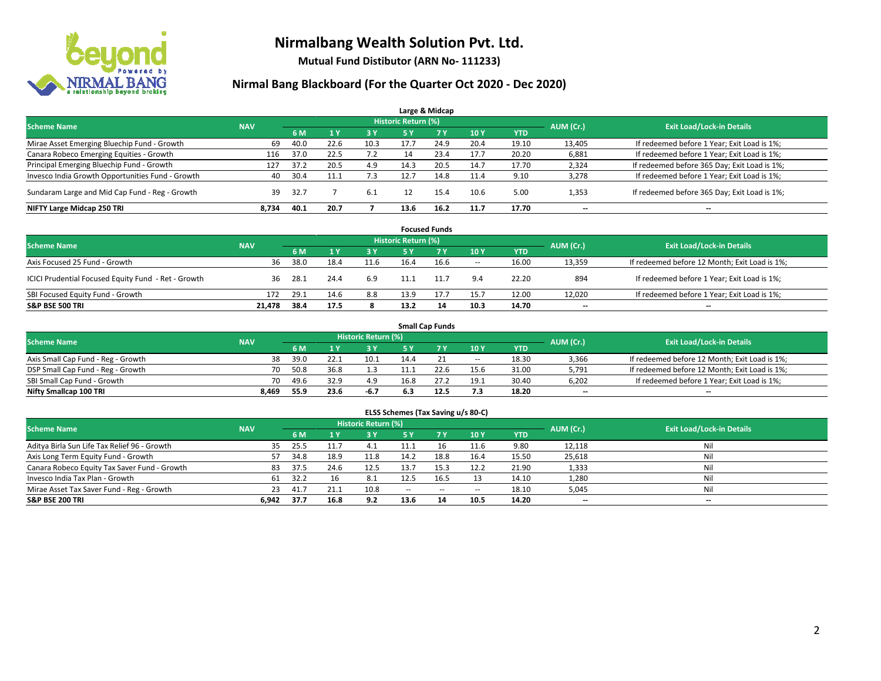# Nirmalbang Wealth Solution Pvt. Ltd.

**Mutual Fund Distibutor (ARN No- 111233)**

## Nirmal Bang Blackboard (For the Quarter Oct 2020 - Dec 2020)

### Large & Midcap

| Scheme Name | NAV | Historic Return (%) | | | | | | | AUM (Cr.) | Exit Load/Lock-in Details |
|---|---|---|---|---|---|---|---|---|---|---|
| | | 6 M | 1 Y | 3 Y | 5 Y | 7 Y | 10 Y | YTD | | |
| Mirae Asset Emerging Bluechip Fund - Growth | 69 | 40.0 | 22.6 | 10.3 | 17.7 | 24.9 | 20.4 | 19.10 | 13,405 | If redeemed before 1 Year; Exit Load is 1%; |
| Canara Robeco Emerging Equities - Growth | 116 | 37.0 | 22.5 | 7.2 | 14 | 23.4 | 17.7 | 20.20 | 6,881 | If redeemed before 1 Year; Exit Load is 1%; |
| Principal Emerging Bluechip Fund - Growth | 127 | 37.2 | 20.5 | 4.9 | 14.3 | 20.5 | 14.7 | 17.70 | 2,324 | If redeemed before 365 Day; Exit Load is 1%; |
| Invesco India Growth Opportunities Fund - Growth | 40 | 30.4 | 11.1 | 7.3 | 12.7 | 14.8 | 11.4 | 9.10 | 3,278 | If redeemed before 1 Year; Exit Load is 1%; |
| Sundaram Large and Mid Cap Fund - Reg - Growth | 39 | 32.7 | 7 | 6.1 | 12 | 15.4 | 10.6 | 5.00 | 1,353 | If redeemed before 365 Day; Exit Load is 1%; |
| **NIFTY Large Midcap 250 TRI** | **8,734** | **40.1** | **20.7** | **7** | **13.6** | **16.2** | **11.7** | **17.70** | **--** | **--** |

### Focused Funds

| Scheme Name | NAV | Historic Return (%) | | | | | | | AUM (Cr.) | Exit Load/Lock-in Details |
|---|---|---|---|---|---|---|---|---|---|---|
| | | 6 M | 1 Y | 3 Y | 5 Y | 7 Y | 10 Y | YTD | | |
| Axis Focused 25 Fund - Growth | 36 | 38.0 | 18.4 | 11.6 | 16.4 | 16.6 | -- | 16.00 | 13,359 | If redeemed before 12 Month; Exit Load is 1%; |
| ICICI Prudential Focused Equity Fund - Ret - Growth | 36 | 28.1 | 24.4 | 6.9 | 11.1 | 11.7 | 9.4 | 22.20 | 894 | If redeemed before 1 Year; Exit Load is 1%; |
| SBI Focused Equity Fund - Growth | 172 | 29.1 | 14.6 | 8.8 | 13.9 | 17.7 | 15.7 | 12.00 | 12,020 | If redeemed before 1 Year; Exit Load is 1%; |
| **S&P BSE 500 TRI** | **21,478** | **38.4** | **17.5** | **8** | **13.2** | **14** | **10.3** | **14.70** | **--** | **--** |

### Small Cap Funds

| Scheme Name | NAV | Historic Return (%) | | | | | | | AUM (Cr.) | Exit Load/Lock-in Details |
|---|---|---|---|---|---|---|---|---|---|---|
| | | 6 M | 1 Y | 3 Y | 5 Y | 7 Y | 10 Y | YTD | | |
| Axis Small Cap Fund - Reg - Growth | 38 | 39.0 | 22.1 | 10.1 | 14.4 | 21 | -- | 18.30 | 3,366 | If redeemed before 12 Month; Exit Load is 1%; |
| DSP Small Cap Fund - Reg - Growth | 70 | 50.8 | 36.8 | 1.3 | 11.1 | 22.6 | 15.6 | 31.00 | 5,791 | If redeemed before 12 Month; Exit Load is 1%; |
| SBI Small Cap Fund - Growth | 70 | 49.6 | 32.9 | 4.9 | 16.8 | 27.2 | 19.1 | 30.40 | 6,202 | If redeemed before 1 Year; Exit Load is 1%; |
| **Nifty Smallcap 100 TRI** | **8,469** | **55.9** | **23.6** | **-6.7** | **6.3** | **12.5** | **7.3** | **18.20** | **--** | **--** |

### ELSS Schemes (Tax Saving u/s 80-C)

| Scheme Name | NAV | Historic Return (%) | | | | | | | AUM (Cr.) | Exit Load/Lock-in Details |
|---|---|---|---|---|---|---|---|---|---|---|
| | | 6 M | 1 Y | 3 Y | 5 Y | 7 Y | 10 Y | YTD | | |
| Aditya Birla Sun Life Tax Relief 96 - Growth | 35 | 25.5 | 11.7 | 4.1 | 11.1 | 16 | 11.6 | 9.80 | 12,118 | Nil |
| Axis Long Term Equity Fund - Growth | 57 | 34.8 | 18.9 | 11.8 | 14.2 | 18.8 | 16.4 | 15.50 | 25,618 | Nil |
| Canara Robeco Equity Tax Saver Fund - Growth | 83 | 37.5 | 24.6 | 12.5 | 13.7 | 15.3 | 12.2 | 21.90 | 1,333 | Nil |
| Invesco India Tax Plan - Growth | 61 | 32.2 | 16 | 8.1 | 12.5 | 16.5 | 13 | 14.10 | 1,280 | Nil |
| Mirae Asset Tax Saver Fund - Reg - Growth | 23 | 41.7 | 21.1 | 10.8 | -- | -- | -- | 18.10 | 5,045 | Nil |
| **S&P BSE 200 TRI** | **6,942** | **37.7** | **16.8** | **9.2** | **13.6** | **14** | **10.5** | **14.20** | **--** | **--** |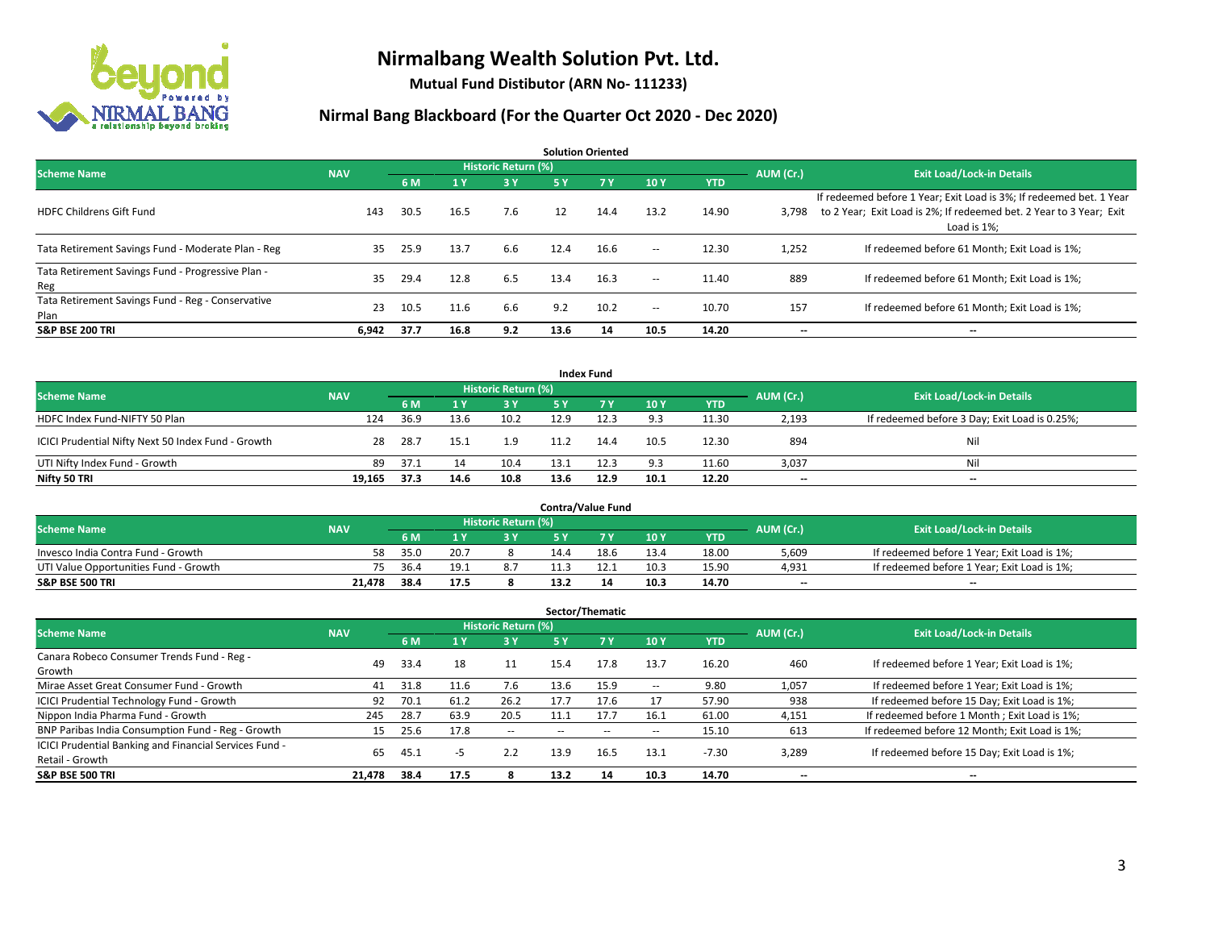# Nirmalbang Wealth Solution Pvt. Ltd.

**Mutual Fund Distibutor (ARN No- 111233)**

## Nirmal Bang Blackboard (For the Quarter Oct 2020 - Dec 2020)

### Solution Oriented

| Scheme Name | NAV | Historic Return (%) | | | | | | | AUM (Cr.) | Exit Load/Lock-in Details |
|---|---|---|---|---|---|---|---|---|---|---|
| | | 6 M | 1 Y | 3 Y | 5 Y | 7 Y | 10 Y | YTD | | |
| HDFC Childrens Gift Fund | 143 | 30.5 | 16.5 | 7.6 | 12 | 14.4 | 13.2 | 14.90 | 3,798 | If redeemed before 1 Year; Exit Load is 3%; If redeemed bet. 1 Year to 2 Year; Exit Load is 2%; If redeemed bet. 2 Year to 3 Year; Exit Load is 1%; |
| Tata Retirement Savings Fund - Moderate Plan - Reg | 35 | 25.9 | 13.7 | 6.6 | 12.4 | 16.6 | -- | 12.30 | 1,252 | If redeemed before 61 Month; Exit Load is 1%; |
| Tata Retirement Savings Fund - Progressive Plan - Reg | 35 | 29.4 | 12.8 | 6.5 | 13.4 | 16.3 | -- | 11.40 | 889 | If redeemed before 61 Month; Exit Load is 1%; |
| Tata Retirement Savings Fund - Reg - Conservative Plan | 23 | 10.5 | 11.6 | 6.6 | 9.2 | 10.2 | -- | 10.70 | 157 | If redeemed before 61 Month; Exit Load is 1%; |
| **S&P BSE 200 TRI** | **6,942** | **37.7** | **16.8** | **9.2** | **13.6** | **14** | **10.5** | **14.20** | **--** | **--** |

### Index Fund

| Scheme Name | NAV | Historic Return (%) | | | | | | | AUM (Cr.) | Exit Load/Lock-in Details |
|---|---|---|---|---|---|---|---|---|---|---|
| | | 6 M | 1 Y | 3 Y | 5 Y | 7 Y | 10 Y | YTD | | |
| HDFC Index Fund-NIFTY 50 Plan | 124 | 36.9 | 13.6 | 10.2 | 12.9 | 12.3 | 9.3 | 11.30 | 2,193 | If redeemed before 3 Day; Exit Load is 0.25%; |
| ICICI Prudential Nifty Next 50 Index Fund - Growth | 28 | 28.7 | 15.1 | 1.9 | 11.2 | 14.4 | 10.5 | 12.30 | 894 | Nil |
| UTI Nifty Index Fund - Growth | 89 | 37.1 | 14 | 10.4 | 13.1 | 12.3 | 9.3 | 11.60 | 3,037 | Nil |
| **Nifty 50 TRI** | **19,165** | **37.3** | **14.6** | **10.8** | **13.6** | **12.9** | **10.1** | **12.20** | **--** | **--** |

### Contra/Value Fund

| Scheme Name | NAV | Historic Return (%) | | | | | | | AUM (Cr.) | Exit Load/Lock-in Details |
|---|---|---|---|---|---|---|---|---|---|---|
| | | 6 M | 1 Y | 3 Y | 5 Y | 7 Y | 10 Y | YTD | | |
| Invesco India Contra Fund - Growth | 58 | 35.0 | 20.7 | 8 | 14.4 | 18.6 | 13.4 | 18.00 | 5,609 | If redeemed before 1 Year; Exit Load is 1%; |
| UTI Value Opportunities Fund - Growth | 75 | 36.4 | 19.1 | 8.7 | 11.3 | 12.1 | 10.3 | 15.90 | 4,931 | If redeemed before 1 Year; Exit Load is 1%; |
| **S&P BSE 500 TRI** | **21,478** | **38.4** | **17.5** | **8** | **13.2** | **14** | **10.3** | **14.70** | **--** | **--** |

### Sector/Thematic

| Scheme Name | NAV | Historic Return (%) | | | | | | | AUM (Cr.) | Exit Load/Lock-in Details |
|---|---|---|---|---|---|---|---|---|---|---|
| | | 6 M | 1 Y | 3 Y | 5 Y | 7 Y | 10 Y | YTD | | |
| Canara Robeco Consumer Trends Fund - Reg - Growth | 49 | 33.4 | 18 | 11 | 15.4 | 17.8 | 13.7 | 16.20 | 460 | If redeemed before 1 Year; Exit Load is 1%; |
| Mirae Asset Great Consumer Fund - Growth | 41 | 31.8 | 11.6 | 7.6 | 13.6 | 15.9 | -- | 9.80 | 1,057 | If redeemed before 1 Year; Exit Load is 1%; |
| ICICI Prudential Technology Fund - Growth | 92 | 70.1 | 61.2 | 26.2 | 17.7 | 17.6 | 17 | 57.90 | 938 | If redeemed before 15 Day; Exit Load is 1%; |
| Nippon India Pharma Fund - Growth | 245 | 28.7 | 63.9 | 20.5 | 11.1 | 17.7 | 16.1 | 61.00 | 4,151 | If redeemed before 1 Month ; Exit Load is 1%; |
| BNP Paribas India Consumption Fund - Reg - Growth | 15 | 25.6 | 17.8 | -- | -- | -- | -- | 15.10 | 613 | If redeemed before 12 Month; Exit Load is 1%; |
| ICICI Prudential Banking and Financial Services Fund - Retail - Growth | 65 | 45.1 | -5 | 2.2 | 13.9 | 16.5 | 13.1 | -7.30 | 3,289 | If redeemed before 15 Day; Exit Load is 1%; |
| **S&P BSE 500 TRI** | **21,478** | **38.4** | **17.5** | **8** | **13.2** | **14** | **10.3** | **14.70** | **--** | **--** |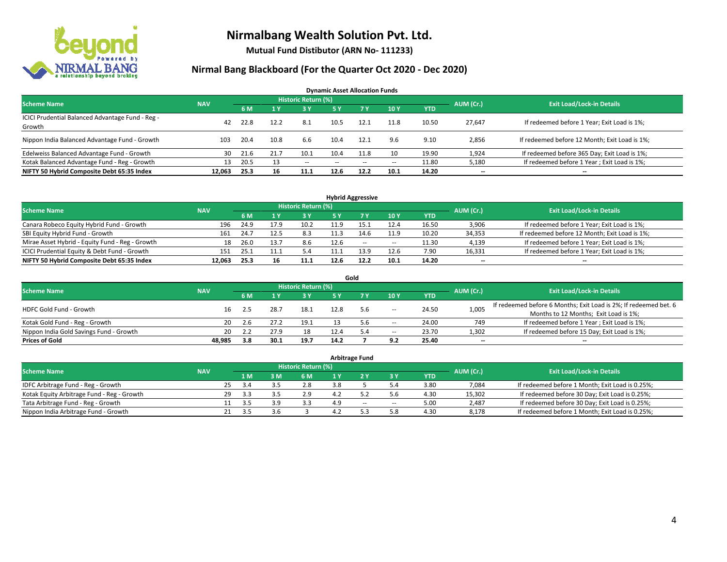# Nirmalbang Wealth Solution Pvt. Ltd.

**Mutual Fund Distibutor (ARN No- 111233)**

## Nirmal Bang Blackboard (For the Quarter Oct 2020 - Dec 2020)

### Dynamic Asset Allocation Funds

| Scheme Name | NAV | Historic Return (%) | | | | | | | AUM (Cr.) | Exit Load/Lock-in Details |
|---|---|---|---|---|---|---|---|---|---|---|
| | | 6 M | 1 Y | 3 Y | 5 Y | 7 Y | 10 Y | YTD | | |
| ICICI Prudential Balanced Advantage Fund - Reg - Growth | 42 | 22.8 | 12.2 | 8.1 | 10.5 | 12.1 | 11.8 | 10.50 | 27,647 | If redeemed before 1 Year; Exit Load is 1%; |
| Nippon India Balanced Advantage Fund - Growth | 103 | 20.4 | 10.8 | 6.6 | 10.4 | 12.1 | 9.6 | 9.10 | 2,856 | If redeemed before 12 Month; Exit Load is 1%; |
| Edelweiss Balanced Advantage Fund - Growth | 30 | 21.6 | 21.7 | 10.1 | 10.4 | 11.8 | 10 | 19.90 | 1,924 | If redeemed before 365 Day; Exit Load is 1%; |
| Kotak Balanced Advantage Fund - Reg - Growth | 13 | 20.5 | 13 | -- | -- | -- | -- | 11.80 | 5,180 | If redeemed before 1 Year ; Exit Load is 1%; |
| **NIFTY 50 Hybrid Composite Debt 65:35 Index** | **12,063** | **25.3** | **16** | **11.1** | **12.6** | **12.2** | **10.1** | **14.20** | **--** | **--** |

### Hybrid Aggressive

| Scheme Name | NAV | Historic Return (%) | | | | | | | AUM (Cr.) | Exit Load/Lock-in Details |
|---|---|---|---|---|---|---|---|---|---|---|
| | | 6 M | 1 Y | 3 Y | 5 Y | 7 Y | 10 Y | YTD | | |
| Canara Robeco Equity Hybrid Fund - Growth | 196 | 24.9 | 17.9 | 10.2 | 11.9 | 15.1 | 12.4 | 16.50 | 3,906 | If redeemed before 1 Year; Exit Load is 1%; |
| SBI Equity Hybrid Fund - Growth | 161 | 24.7 | 12.5 | 8.3 | 11.3 | 14.6 | 11.9 | 10.20 | 34,353 | If redeemed before 12 Month; Exit Load is 1%; |
| Mirae Asset Hybrid - Equity Fund - Reg - Growth | 18 | 26.0 | 13.7 | 8.6 | 12.6 | -- | -- | 11.30 | 4,139 | If redeemed before 1 Year; Exit Load is 1%; |
| ICICI Prudential Equity & Debt Fund - Growth | 151 | 25.1 | 11.1 | 5.4 | 11.1 | 13.9 | 12.6 | 7.90 | 16,331 | If redeemed before 1 Year; Exit Load is 1%; |
| **NIFTY 50 Hybrid Composite Debt 65:35 Index** | **12,063** | **25.3** | **16** | **11.1** | **12.6** | **12.2** | **10.1** | **14.20** | **--** | **--** |

### Gold

| Scheme Name | NAV | Historic Return (%) | | | | | | | AUM (Cr.) | Exit Load/Lock-in Details |
|---|---|---|---|---|---|---|---|---|---|---|
| | | 6 M | 1 Y | 3 Y | 5 Y | 7 Y | 10 Y | YTD | | |
| HDFC Gold Fund - Growth | 16 | 2.5 | 28.7 | 18.1 | 12.8 | 5.6 | -- | 24.50 | 1,005 | If redeemed before 6 Months; Exit Load is 2%; If redeemed bet. 6 Months to 12 Months; Exit Load is 1%; |
| Kotak Gold Fund - Reg - Growth | 20 | 2.6 | 27.2 | 19.1 | 13 | 5.6 | -- | 24.00 | 749 | If redeemed before 1 Year ; Exit Load is 1%; |
| Nippon India Gold Savings Fund - Growth | 20 | 2.2 | 27.9 | 18 | 12.4 | 5.4 | -- | 23.70 | 1,302 | If redeemed before 15 Day; Exit Load is 1%; |
| **Prices of Gold** | **48,985** | **3.8** | **30.1** | **19.7** | **14.2** | **7** | **9.2** | **25.40** | **--** | **--** |

### Arbitrage Fund

| Scheme Name | NAV | Historic Return (%) | | | | | | | AUM (Cr.) | Exit Load/Lock-in Details |
|---|---|---|---|---|---|---|---|---|---|---|
| | | 1 M | 3 M | 6 M | 1 Y | 2 Y | 3 Y | YTD | | |
| IDFC Arbitrage Fund - Reg - Growth | 25 | 3.4 | 3.5 | 2.8 | 3.8 | 5 | 5.4 | 3.80 | 7,084 | If redeemed before 1 Month; Exit Load is 0.25%; |
| Kotak Equity Arbitrage Fund - Reg - Growth | 29 | 3.3 | 3.5 | 2.9 | 4.2 | 5.2 | 5.6 | 4.30 | 15,302 | If redeemed before 30 Day; Exit Load is 0.25%; |
| Tata Arbitrage Fund - Reg - Growth | 11 | 3.5 | 3.9 | 3.3 | 4.9 | -- | -- | 5.00 | 2,487 | If redeemed before 30 Day; Exit Load is 0.25%; |
| Nippon India Arbitrage Fund - Growth | 21 | 3.5 | 3.6 | 3 | 4.2 | 5.3 | 5.8 | 4.30 | 8,178 | If redeemed before 1 Month; Exit Load is 0.25%; |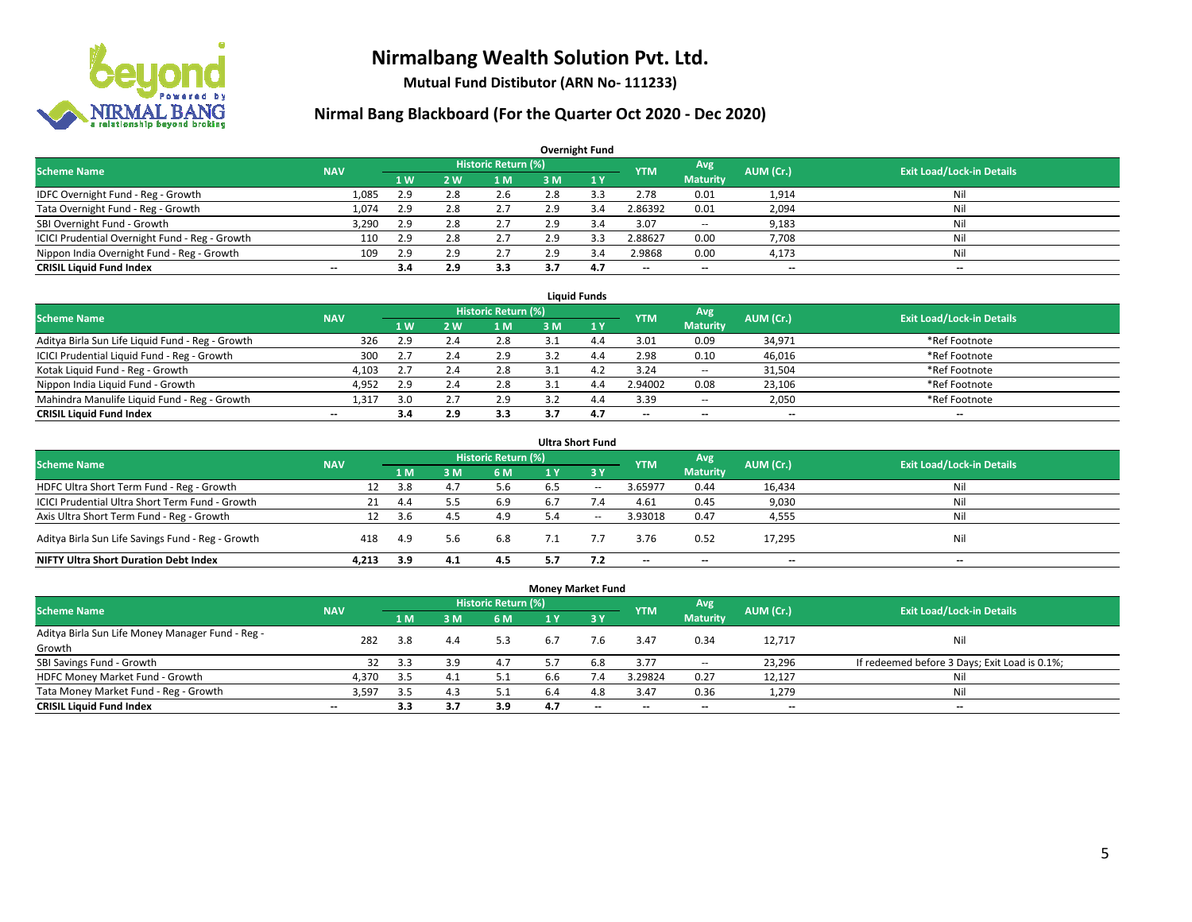# Nirmalbang Wealth Solution Pvt. Ltd.

**Mutual Fund Distibutor (ARN No- 111233)**

## Nirmal Bang Blackboard (For the Quarter Oct 2020 - Dec 2020)

### Overnight Fund

| Scheme Name | NAV | Historic Return (%) | | | | | YTM | Avg Maturity | AUM (Cr.) | Exit Load/Lock-in Details |
|---|---|---|---|---|---|---|---|---|---|---|
| | | 1 W | 2 W | 1 M | 3 M | 1 Y | | | | |
| IDFC Overnight Fund - Reg - Growth | 1,085 | 2.9 | 2.8 | 2.6 | 2.8 | 3.3 | 2.78 | 0.01 | 1,914 | Nil |
| Tata Overnight Fund - Reg - Growth | 1,074 | 2.9 | 2.8 | 2.7 | 2.9 | 3.4 | 2.86392 | 0.01 | 2,094 | Nil |
| SBI Overnight Fund - Growth | 3,290 | 2.9 | 2.8 | 2.7 | 2.9 | 3.4 | 3.07 | -- | 9,183 | Nil |
| ICICI Prudential Overnight Fund - Reg - Growth | 110 | 2.9 | 2.8 | 2.7 | 2.9 | 3.3 | 2.88627 | 0.00 | 7,708 | Nil |
| Nippon India Overnight Fund - Reg - Growth | 109 | 2.9 | 2.9 | 2.7 | 2.9 | 3.4 | 2.9868 | 0.00 | 4,173 | Nil |
| **CRISIL Liquid Fund Index** | -- | **3.4** | **2.9** | **3.3** | **3.7** | **4.7** | -- | -- | -- | -- |

### Liquid Funds

| Scheme Name | NAV | Historic Return (%) | | | | | YTM | Avg Maturity | AUM (Cr.) | Exit Load/Lock-in Details |
|---|---|---|---|---|---|---|---|---|---|---|
| | | 1 W | 2 W | 1 M | 3 M | 1 Y | | | | |
| Aditya Birla Sun Life Liquid Fund - Reg - Growth | 326 | 2.9 | 2.4 | 2.8 | 3.1 | 4.4 | 3.01 | 0.09 | 34,971 | *Ref Footnote |
| ICICI Prudential Liquid Fund - Reg - Growth | 300 | 2.7 | 2.4 | 2.9 | 3.2 | 4.4 | 2.98 | 0.10 | 46,016 | *Ref Footnote |
| Kotak Liquid Fund - Reg - Growth | 4,103 | 2.7 | 2.4 | 2.8 | 3.1 | 4.2 | 3.24 | -- | 31,504 | *Ref Footnote |
| Nippon India Liquid Fund - Growth | 4,952 | 2.9 | 2.4 | 2.8 | 3.1 | 4.4 | 2.94002 | 0.08 | 23,106 | *Ref Footnote |
| Mahindra Manulife Liquid Fund - Reg - Growth | 1,317 | 3.0 | 2.7 | 2.9 | 3.2 | 4.4 | 3.39 | -- | 2,050 | *Ref Footnote |
| **CRISIL Liquid Fund Index** | -- | **3.4** | **2.9** | **3.3** | **3.7** | **4.7** | -- | -- | -- | -- |

### Ultra Short Fund

| Scheme Name | NAV | Historic Return (%) | | | | | YTM | Avg Maturity | AUM (Cr.) | Exit Load/Lock-in Details |
|---|---|---|---|---|---|---|---|---|---|---|
| | | 1 M | 3 M | 6 M | 1 Y | 3 Y | | | | |
| HDFC Ultra Short Term Fund - Reg - Growth | 12 | 3.8 | 4.7 | 5.6 | 6.5 | -- | 3.65977 | 0.44 | 16,434 | Nil |
| ICICI Prudential Ultra Short Term Fund - Growth | 21 | 4.4 | 5.5 | 6.9 | 6.7 | 7.4 | 4.61 | 0.45 | 9,030 | Nil |
| Axis Ultra Short Term Fund - Reg - Growth | 12 | 3.6 | 4.5 | 4.9 | 5.4 | -- | 3.93018 | 0.47 | 4,555 | Nil |
| Aditya Birla Sun Life Savings Fund - Reg - Growth | 418 | 4.9 | 5.6 | 6.8 | 7.1 | 7.7 | 3.76 | 0.52 | 17,295 | Nil |
| **NIFTY Ultra Short Duration Debt Index** | **4,213** | **3.9** | **4.1** | **4.5** | **5.7** | **7.2** | -- | -- | -- | -- |

### Money Market Fund

| Scheme Name | NAV | Historic Return (%) | | | | | YTM | Avg Maturity | AUM (Cr.) | Exit Load/Lock-in Details |
|---|---|---|---|---|---|---|---|---|---|---|
| | | 1 M | 3 M | 6 M | 1 Y | 3 Y | | | | |
| Aditya Birla Sun Life Money Manager Fund - Reg - Growth | 282 | 3.8 | 4.4 | 5.3 | 6.7 | 7.6 | 3.47 | 0.34 | 12,717 | Nil |
| SBI Savings Fund - Growth | 32 | 3.3 | 3.9 | 4.7 | 5.7 | 6.8 | 3.77 | -- | 23,296 | If redeemed before 3 Days; Exit Load is 0.1%; |
| HDFC Money Market Fund - Growth | 4,370 | 3.5 | 4.1 | 5.1 | 6.6 | 7.4 | 3.29824 | 0.27 | 12,127 | Nil |
| Tata Money Market Fund - Reg - Growth | 3,597 | 3.5 | 4.3 | 5.1 | 6.4 | 4.8 | 3.47 | 0.36 | 1,279 | Nil |
| **CRISIL Liquid Fund Index** | -- | **3.3** | **3.7** | **3.9** | **4.7** | -- | -- | -- | -- | -- |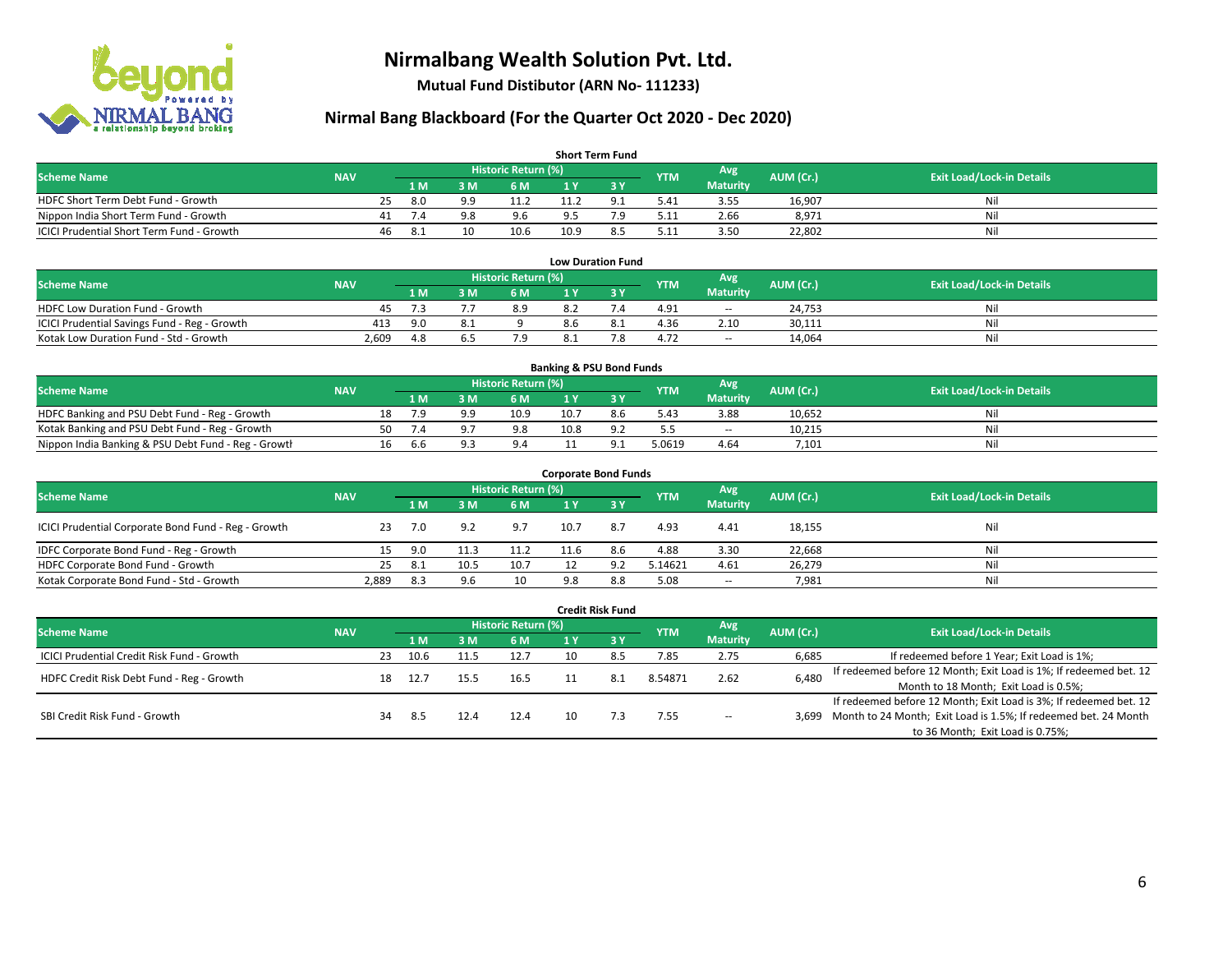# Nirmalbang Wealth Solution Pvt. Ltd.

**Mutual Fund Distibutor (ARN No- 111233)**

## Nirmal Bang Blackboard (For the Quarter Oct 2020 - Dec 2020)

### Short Term Fund

| Scheme Name | NAV | Historic Return (%) | | | | | YTM | Avg Maturity | AUM (Cr.) | Exit Load/Lock-in Details |
|---|---|---|---|---|---|---|---|---|---|---|
| | | 1 M | 3 M | 6 M | 1 Y | 3 Y | | | | |
| HDFC Short Term Debt Fund - Growth | 25 | 8.0 | 9.9 | 11.2 | 11.2 | 9.1 | 5.41 | 3.55 | 16,907 | Nil |
| Nippon India Short Term Fund - Growth | 41 | 7.4 | 9.8 | 9.6 | 9.5 | 7.9 | 5.11 | 2.66 | 8,971 | Nil |
| ICICI Prudential Short Term Fund - Growth | 46 | 8.1 | 10 | 10.6 | 10.9 | 8.5 | 5.11 | 3.50 | 22,802 | Nil |

### Low Duration Fund

| Scheme Name | NAV | Historic Return (%) | | | | | YTM | Avg Maturity | AUM (Cr.) | Exit Load/Lock-in Details |
|---|---|---|---|---|---|---|---|---|---|---|
| | | 1 M | 3 M | 6 M | 1 Y | 3 Y | | | | |
| HDFC Low Duration Fund - Growth | 45 | 7.3 | 7.7 | 8.9 | 8.2 | 7.4 | 4.91 | -- | 24,753 | Nil |
| ICICI Prudential Savings Fund - Reg - Growth | 413 | 9.0 | 8.1 | 9 | 8.6 | 8.1 | 4.36 | 2.10 | 30,111 | Nil |
| Kotak Low Duration Fund - Std - Growth | 2,609 | 4.8 | 6.5 | 7.9 | 8.1 | 7.8 | 4.72 | -- | 14,064 | Nil |

### Banking & PSU Bond Funds

| Scheme Name | NAV | Historic Return (%) | | | | | YTM | Avg Maturity | AUM (Cr.) | Exit Load/Lock-in Details |
|---|---|---|---|---|---|---|---|---|---|---|
| | | 1 M | 3 M | 6 M | 1 Y | 3 Y | | | | |
| HDFC Banking and PSU Debt Fund - Reg - Growth | 18 | 7.9 | 9.9 | 10.9 | 10.7 | 8.6 | 5.43 | 3.88 | 10,652 | Nil |
| Kotak Banking and PSU Debt Fund - Reg - Growth | 50 | 7.4 | 9.7 | 9.8 | 10.8 | 9.2 | 5.5 | -- | 10,215 | Nil |
| Nippon India Banking & PSU Debt Fund - Reg - Growth | 16 | 6.6 | 9.3 | 9.4 | 11 | 9.1 | 5.0619 | 4.64 | 7,101 | Nil |

### Corporate Bond Funds

| Scheme Name | NAV | Historic Return (%) | | | | | YTM | Avg Maturity | AUM (Cr.) | Exit Load/Lock-in Details |
|---|---|---|---|---|---|---|---|---|---|---|
| | | 1 M | 3 M | 6 M | 1 Y | 3 Y | | | | |
| ICICI Prudential Corporate Bond Fund - Reg - Growth | 23 | 7.0 | 9.2 | 9.7 | 10.7 | 8.7 | 4.93 | 4.41 | 18,155 | Nil |
| IDFC Corporate Bond Fund - Reg - Growth | 15 | 9.0 | 11.3 | 11.2 | 11.6 | 8.6 | 4.88 | 3.30 | 22,668 | Nil |
| HDFC Corporate Bond Fund - Growth | 25 | 8.1 | 10.5 | 10.7 | 12 | 9.2 | 5.14621 | 4.61 | 26,279 | Nil |
| Kotak Corporate Bond Fund - Std - Growth | 2,889 | 8.3 | 9.6 | 10 | 9.8 | 8.8 | 5.08 | -- | 7,981 | Nil |

### Credit Risk Fund

| Scheme Name | NAV | Historic Return (%) | | | | | YTM | Avg Maturity | AUM (Cr.) | Exit Load/Lock-in Details |
|---|---|---|---|---|---|---|---|---|---|---|
| | | 1 M | 3 M | 6 M | 1 Y | 3 Y | | | | |
| ICICI Prudential Credit Risk Fund - Growth | 23 | 10.6 | 11.5 | 12.7 | 10 | 8.5 | 7.85 | 2.75 | 6,685 | If redeemed before 1 Year; Exit Load is 1%; |
| HDFC Credit Risk Debt Fund - Reg - Growth | 18 | 12.7 | 15.5 | 16.5 | 11 | 8.1 | 8.54871 | 2.62 | 6,480 | If redeemed before 12 Month; Exit Load is 1%; If redeemed bet. 12 Month to 18 Month; Exit Load is 0.5%; |
| SBI Credit Risk Fund - Growth | 34 | 8.5 | 12.4 | 12.4 | 10 | 7.3 | 7.55 | -- | 3,699 | If redeemed before 12 Month; Exit Load is 3%; If redeemed bet. 12 Month to 24 Month; Exit Load is 1.5%; If redeemed bet. 24 Month to 36 Month; Exit Load is 0.75%; |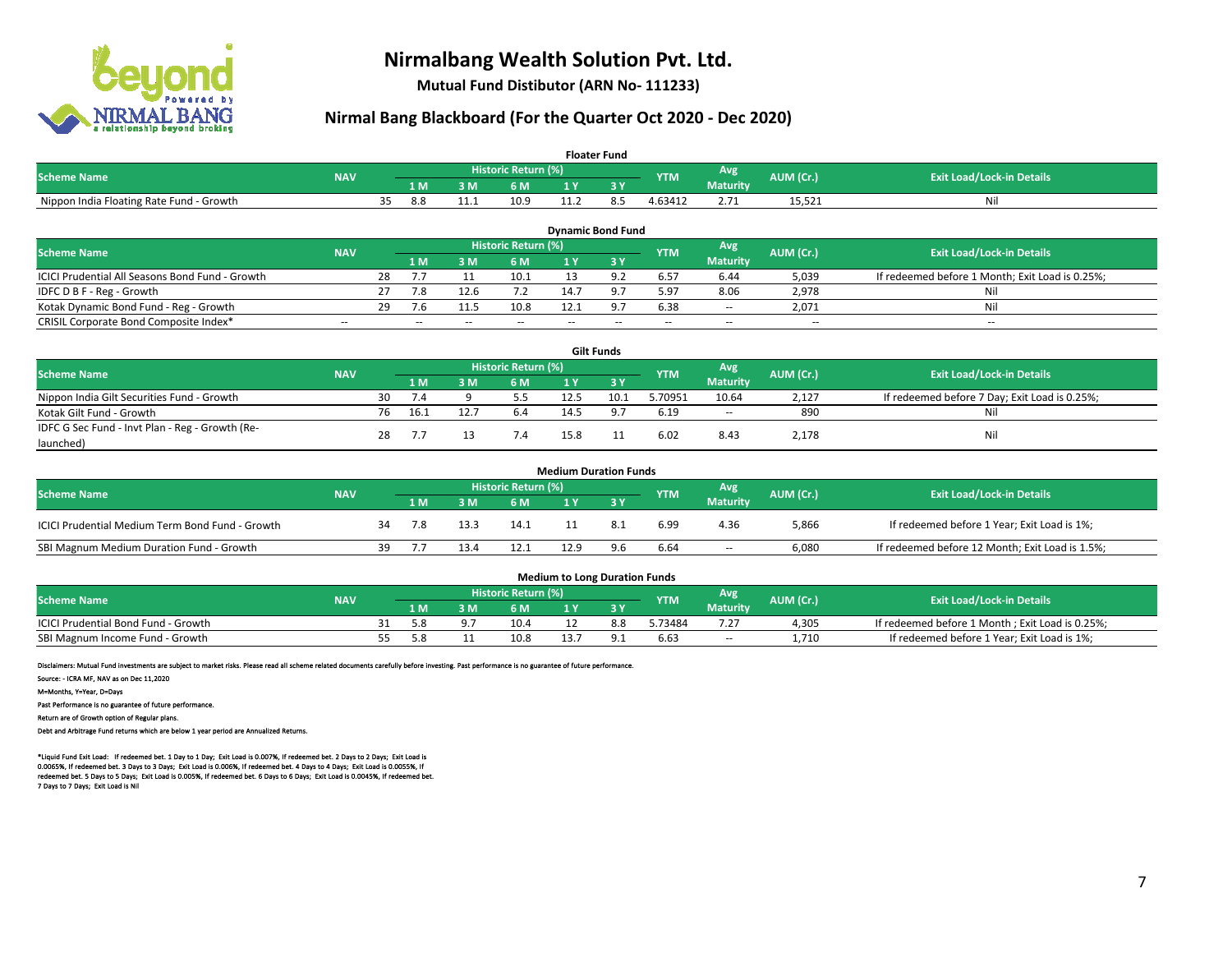# Nirmalbang Wealth Solution Pvt. Ltd.

**Mutual Fund Distibutor (ARN No- 111233)**

## Nirmal Bang Blackboard (For the Quarter Oct 2020 - Dec 2020)

### Floater Fund

| Scheme Name | NAV | Historic Return (%) | | | | | YTM | Avg Maturity | AUM (Cr.) | Exit Load/Lock-in Details |
|---|---|---|---|---|---|---|---|---|---|---|
| | | 1 M | 3 M | 6 M | 1 Y | 3 Y | | | | |
| Nippon India Floating Rate Fund - Growth | 35 | 8.8 | 11.1 | 10.9 | 11.2 | 8.5 | 4.63412 | 2.71 | 15,521 | Nil |

### Dynamic Bond Fund

| Scheme Name | NAV | Historic Return (%) | | | | | YTM | Avg Maturity | AUM (Cr.) | Exit Load/Lock-in Details |
|---|---|---|---|---|---|---|---|---|---|---|
| | | 1 M | 3 M | 6 M | 1 Y | 3 Y | | | | |
| ICICI Prudential All Seasons Bond Fund - Growth | 28 | 7.7 | 11 | 10.1 | 13 | 9.2 | 6.57 | 6.44 | 5,039 | If redeemed before 1 Month; Exit Load is 0.25%; |
| IDFC D B F - Reg - Growth | 27 | 7.8 | 12.6 | 7.2 | 14.7 | 9.7 | 5.97 | 8.06 | 2,978 | Nil |
| Kotak Dynamic Bond Fund - Reg - Growth | 29 | 7.6 | 11.5 | 10.8 | 12.1 | 9.7 | 6.38 | -- | 2,071 | Nil |
| CRISIL Corporate Bond Composite Index* | -- | -- | -- | -- | -- | -- | -- | -- | -- | -- |

### Gilt Funds

| Scheme Name | NAV | Historic Return (%) | | | | | YTM | Avg Maturity | AUM (Cr.) | Exit Load/Lock-in Details |
|---|---|---|---|---|---|---|---|---|---|---|
| | | 1 M | 3 M | 6 M | 1 Y | 3 Y | | | | |
| Nippon India Gilt Securities Fund - Growth | 30 | 7.4 | 9 | 5.5 | 12.5 | 10.1 | 5.70951 | 10.64 | 2,127 | If redeemed before 7 Day; Exit Load is 0.25%; |
| Kotak Gilt Fund - Growth | 76 | 16.1 | 12.7 | 6.4 | 14.5 | 9.7 | 6.19 | -- | 890 | Nil |
| IDFC G Sec Fund - Invt Plan - Reg - Growth (Re-launched) | 28 | 7.7 | 13 | 7.4 | 15.8 | 11 | 6.02 | 8.43 | 2,178 | Nil |

### Medium Duration Funds

| Scheme Name | NAV | Historic Return (%) | | | | | YTM | Avg Maturity | AUM (Cr.) | Exit Load/Lock-in Details |
|---|---|---|---|---|---|---|---|---|---|---|
| | | 1 M | 3 M | 6 M | 1 Y | 3 Y | | | | |
| ICICI Prudential Medium Term Bond Fund - Growth | 34 | 7.8 | 13.3 | 14.1 | 11 | 8.1 | 6.99 | 4.36 | 5,866 | If redeemed before 1 Year; Exit Load is 1%; |
| SBI Magnum Medium Duration Fund - Growth | 39 | 7.7 | 13.4 | 12.1 | 12.9 | 9.6 | 6.64 | -- | 6,080 | If redeemed before 12 Month; Exit Load is 1.5%; |

### Medium to Long Duration Funds

| Scheme Name | NAV | Historic Return (%) | | | | | YTM | Avg Maturity | AUM (Cr.) | Exit Load/Lock-in Details |
|---|---|---|---|---|---|---|---|---|---|---|
| | | 1 M | 3 M | 6 M | 1 Y | 3 Y | | | | |
| ICICI Prudential Bond Fund - Growth | 31 | 5.8 | 9.7 | 10.4 | 12 | 8.8 | 5.73484 | 7.27 | 4,305 | If redeemed before 1 Month ; Exit Load is 0.25%; |
| SBI Magnum Income Fund - Growth | 55 | 5.8 | 11 | 10.8 | 13.7 | 9.1 | 6.63 | -- | 1,710 | If redeemed before 1 Year; Exit Load is 1%; |

Disclaimers: Mutual Fund investments are subject to market risks. Please read all scheme related documents carefully before investing. Past performance is no guarantee of future performance.

Source: - ICRA MF, NAV as on Dec 11,2020

M=Months, Y=Year, D=Days

Past Performance is no guarantee of future performance.

Return are of Growth option of Regular plans.

Debt and Arbitrage Fund returns which are below 1 year period are Annualized Returns.

*Liquid Fund Exit Load: If redeemed bet. 1 Day to 1 Day; Exit Load is 0.007%, If redeemed bet. 2 Days to 2 Days; Exit Load is 0.0065%, If redeemed bet. 3 Days to 3 Days; Exit Load is 0.006%, If redeemed bet. 4 Days to 4 Days; Exit Load is 0.0055%, If redeemed bet. 5 Days to 5 Days; Exit Load is 0.005%, If redeemed bet. 6 Days to 6 Days; Exit Load is 0.0045%, If redeemed bet. 7 Days to 7 Days; Exit Load is Nil